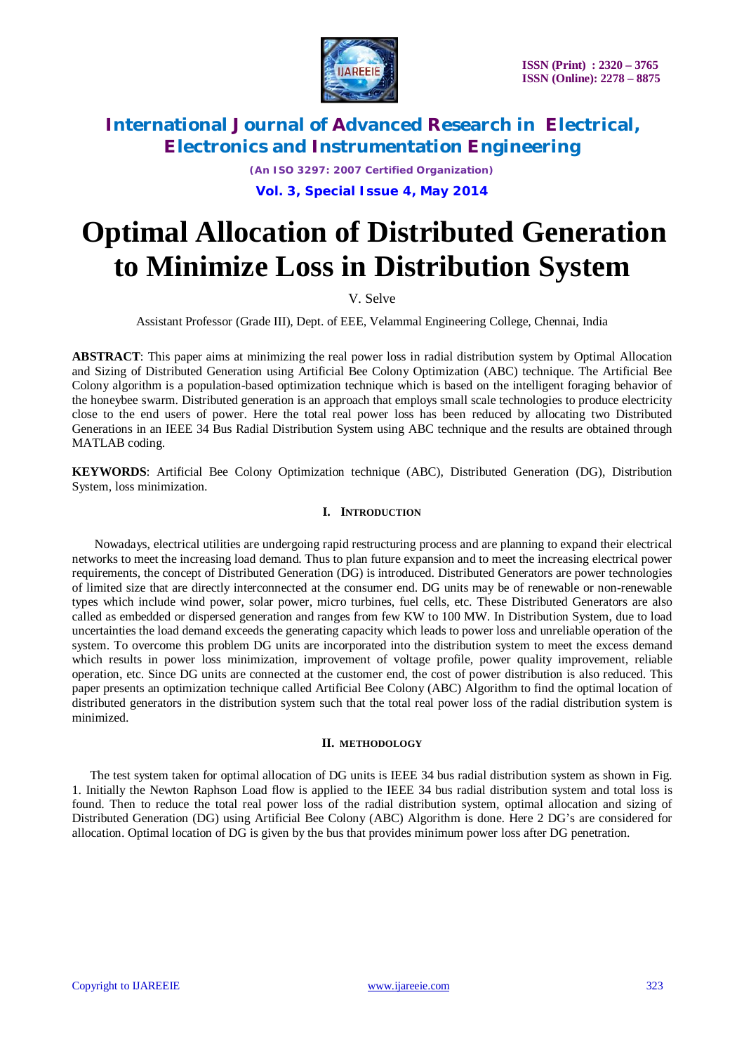# Optimal Allocation of Distributed Generation to Minimize Loss in Distribution System

V. Selve

Assistant Professor (Grade III), Dept. of EEE, Velammal Engineering College, Chennai, India

**ABSTRACT**: This paper aims at minimizing the real power loss in radial distribution system by Optimal Allocation and Sizing of Distributed Generation using Artificial Bee Colony Optimization (ABC) technique. The Artificial Bee Colony algorithm is a population-based optimization technique which is based on the intelligent foraging behavior of the honeybee swarm. Distributed generation is an approach that employs small scale technologies to produce electricity close to the end users of power. Here the total real power loss has been reduced by allocating two Distributed Generations in an IEEE 34 Bus Radial Distribution System using ABC technique and the results are obtained through MATLAB coding.

**KEYWORDS**: Artificial Bee Colony Optimization technique (ABC), Distributed Generation (DG), Distribution System, loss minimization.

## I. INTRODUCTION

Nowadays, electrical utilities are undergoing rapid restructuring process and are planning to expand their electrical networks to meet the increasing load demand. Thus to plan future expansion and to meet the increasing electrical power requirements, the concept of Distributed Generation (DG) is introduced. Distributed Generators are power technologies of limited size that are directly interconnected at the consumer end. DG units may be of renewable or non-renewable types which include wind power, solar power, micro turbines, fuel cells, etc. These Distributed Generators are also called as embedded or dispersed generation and ranges from few KW to 100 MW. In Distribution System, due to load uncertainties the load demand exceeds the generating capacity which leads to power loss and unreliable operation of the system. To overcome this problem DG units are incorporated into the distribution system to meet the excess demand which results in power loss minimization, improvement of voltage profile, power quality improvement, reliable operation, etc. Since DG units are connected at the customer end, the cost of power distribution is also reduced. This paper presents an optimization technique called Artificial Bee Colony (ABC) Algorithm to find the optimal location of distributed generators in the distribution system such that the total real power loss of the radial distribution system is minimized.

## II. METHODOLOGY

The test system taken for optimal allocation of DG units is IEEE 34 bus radial distribution system as shown in Fig. 1. Initially the Newton Raphson Load flow is applied to the IEEE 34 bus radial distribution system and total loss is found. Then to reduce the total real power loss of the radial distribution system, optimal allocation and sizing of Distributed Generation (DG) using Artificial Bee Colony (ABC) Algorithm is done. Here 2 DG's are considered for allocation. Optimal location of DG is given by the bus that provides minimum power loss after DG penetration.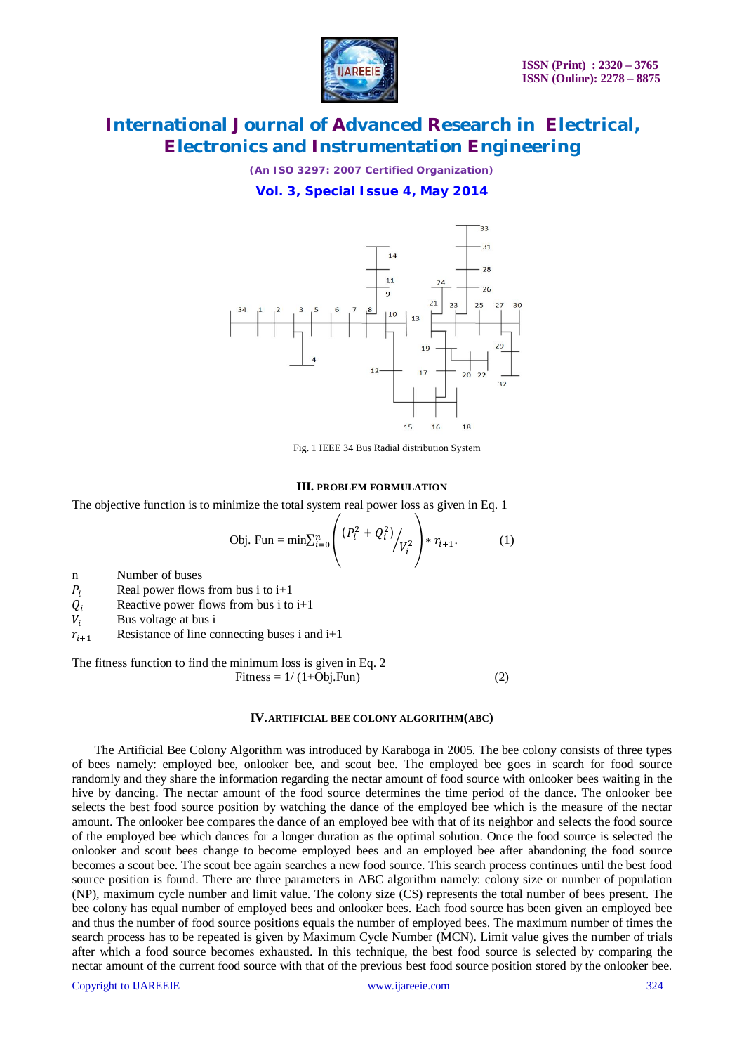Fig. 1 IEEE 34 Bus Radial distribution System

## III. PROBLEM FORMULATION

The objective function is to minimize the total system real power loss as given in Eq. 1

$$\text{Obj. Fun} = \min\sum_{i=0}^{n}\left(\frac{(P_i^2 + Q_i^2)}{V_i^2}\right) * r_{i+1}. \qquad (1)$$

- n — Number of buses
- $P_i$ — Real power flows from bus i to i+1
- $Q_i$ — Reactive power flows from bus i to i+1
- $V_i$ — Bus voltage at bus i
- $r_{i+1}$ — Resistance of line connecting buses i and i+1

The fitness function to find the minimum loss is given in Eq. 2

$$\text{Fitness} = 1/\,(1+\text{Obj.Fun}) \qquad (2)$$

## IV. ARTIFICIAL BEE COLONY ALGORITHM(ABC)

The Artificial Bee Colony Algorithm was introduced by Karaboga in 2005. The bee colony consists of three types of bees namely: employed bee, onlooker bee, and scout bee. The employed bee goes in search for food source randomly and they share the information regarding the nectar amount of food source with onlooker bees waiting in the hive by dancing. The nectar amount of the food source determines the time period of the dance. The onlooker bee selects the best food source position by watching the dance of the employed bee which is the measure of the nectar amount. The onlooker bee compares the dance of an employed bee with that of its neighbor and selects the food source of the employed bee which dances for a longer duration as the optimal solution. Once the food source is selected the onlooker and scout bees change to become employed bees and an employed bee after abandoning the food source becomes a scout bee. The scout bee again searches a new food source. This search process continues until the best food source position is found. There are three parameters in ABC algorithm namely: colony size or number of population (NP), maximum cycle number and limit value. The colony size (CS) represents the total number of bees present. The bee colony has equal number of employed bees and onlooker bees. Each food source has been given an employed bee and thus the number of food source positions equals the number of employed bees. The maximum number of times the search process has to be repeated is given by Maximum Cycle Number (MCN). Limit value gives the number of trials after which a food source becomes exhausted. In this technique, the best food source is selected by comparing the nectar amount of the current food source with that of the previous best food source position stored by the onlooker bee.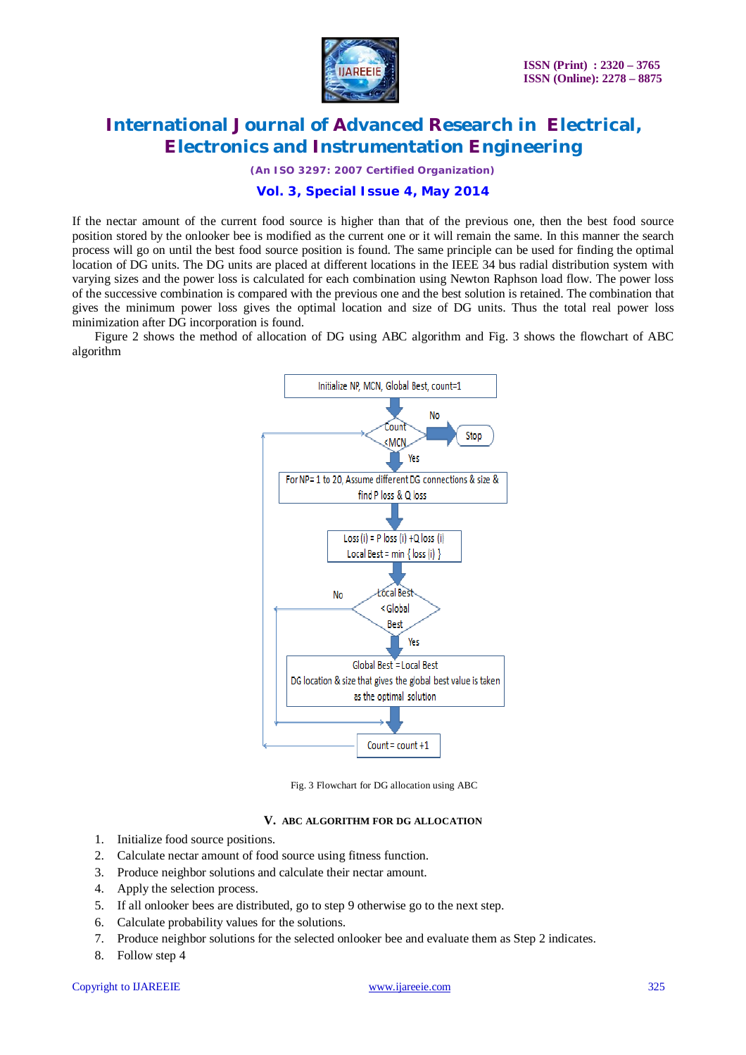If the nectar amount of the current food source is higher than that of the previous one, then the best food source position stored by the onlooker bee is modified as the current one or it will remain the same. In this manner the search process will go on until the best food source position is found. The same principle can be used for finding the optimal location of DG units. The DG units are placed at different locations in the IEEE 34 bus radial distribution system with varying sizes and the power loss is calculated for each combination using Newton Raphson load flow. The power loss of the successive combination is compared with the previous one and the best solution is retained. The combination that gives the minimum power loss gives the optimal location and size of DG units. Thus the total real power loss minimization after DG incorporation is found.

Figure 2 shows the method of allocation of DG using ABC algorithm and Fig. 3 shows the flowchart of ABC algorithm

Fig. 3 Flowchart for DG allocation using ABC

## V. ABC ALGORITHM FOR DG ALLOCATION

1. Initialize food source positions.
2. Calculate nectar amount of food source using fitness function.
3. Produce neighbor solutions and calculate their nectar amount.
4. Apply the selection process.
5. If all onlooker bees are distributed, go to step 9 otherwise go to the next step.
6. Calculate probability values for the solutions.
7. Produce neighbor solutions for the selected onlooker bee and evaluate them as Step 2 indicates.
8. Follow step 4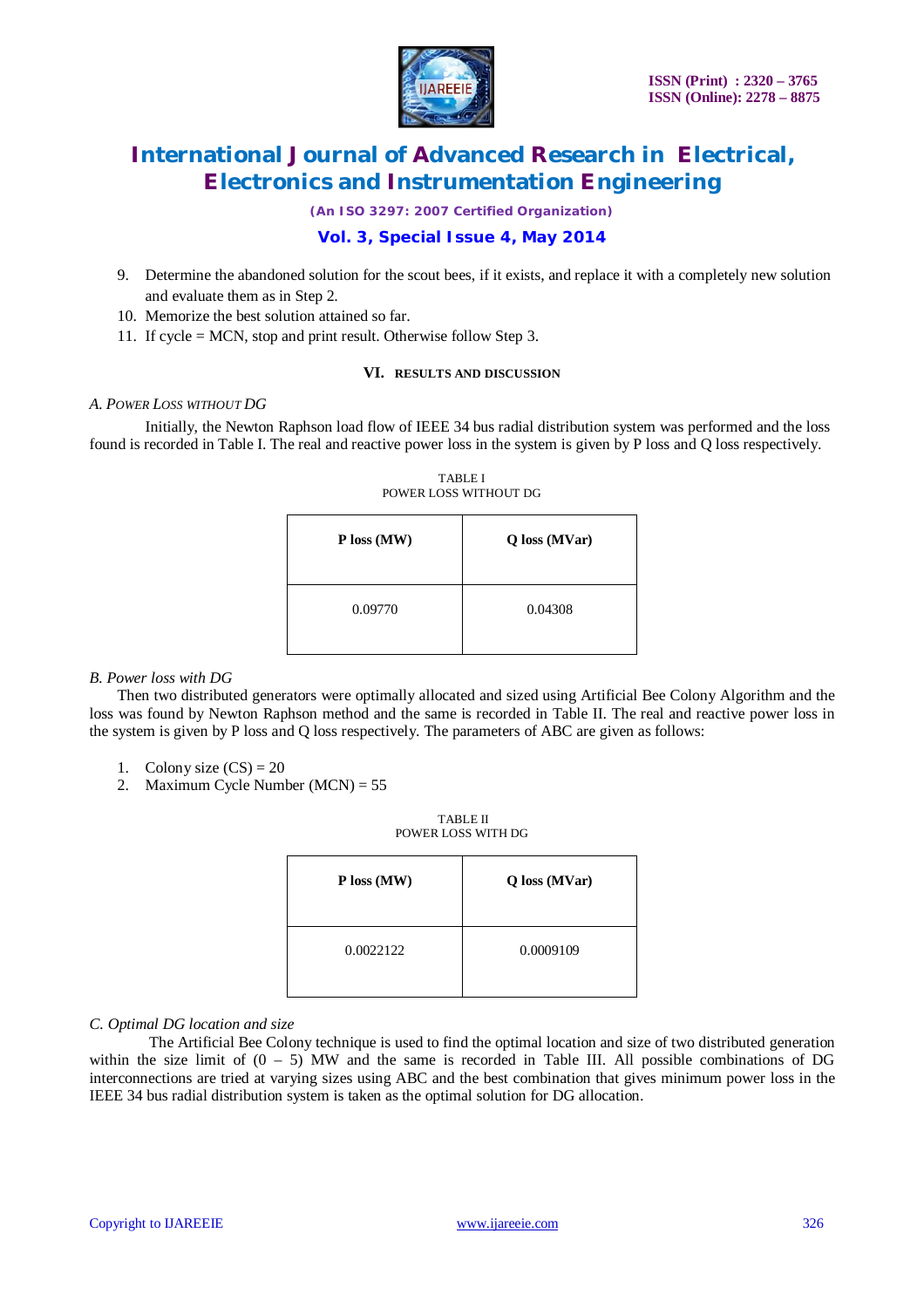9. Determine the abandoned solution for the scout bees, if it exists, and replace it with a completely new solution and evaluate them as in Step 2.
10. Memorize the best solution attained so far.
11. If cycle = MCN, stop and print result. Otherwise follow Step 3.

## VI. RESULTS AND DISCUSSION

### *A. Power Loss without DG*

Initially, the Newton Raphson load flow of IEEE 34 bus radial distribution system was performed and the loss found is recorded in Table I. The real and reactive power loss in the system is given by P loss and Q loss respectively.

TABLE I
POWER LOSS WITHOUT DG

| P loss (MW) | Q loss (MVar) |
| --- | --- |
| 0.09770 | 0.04308 |

### *B. Power loss with DG*

Then two distributed generators were optimally allocated and sized using Artificial Bee Colony Algorithm and the loss was found by Newton Raphson method and the same is recorded in Table II. The real and reactive power loss in the system is given by P loss and Q loss respectively. The parameters of ABC are given as follows:

1. Colony size (CS) = 20
2. Maximum Cycle Number (MCN) = 55

TABLE II
POWER LOSS WITH DG

| P loss (MW) | Q loss (MVar) |
| --- | --- |
| 0.0022122 | 0.0009109 |

### *C. Optimal DG location and size*

The Artificial Bee Colony technique is used to find the optimal location and size of two distributed generation within the size limit of (0 – 5) MW and the same is recorded in Table III. All possible combinations of DG interconnections are tried at varying sizes using ABC and the best combination that gives minimum power loss in the IEEE 34 bus radial distribution system is taken as the optimal solution for DG allocation.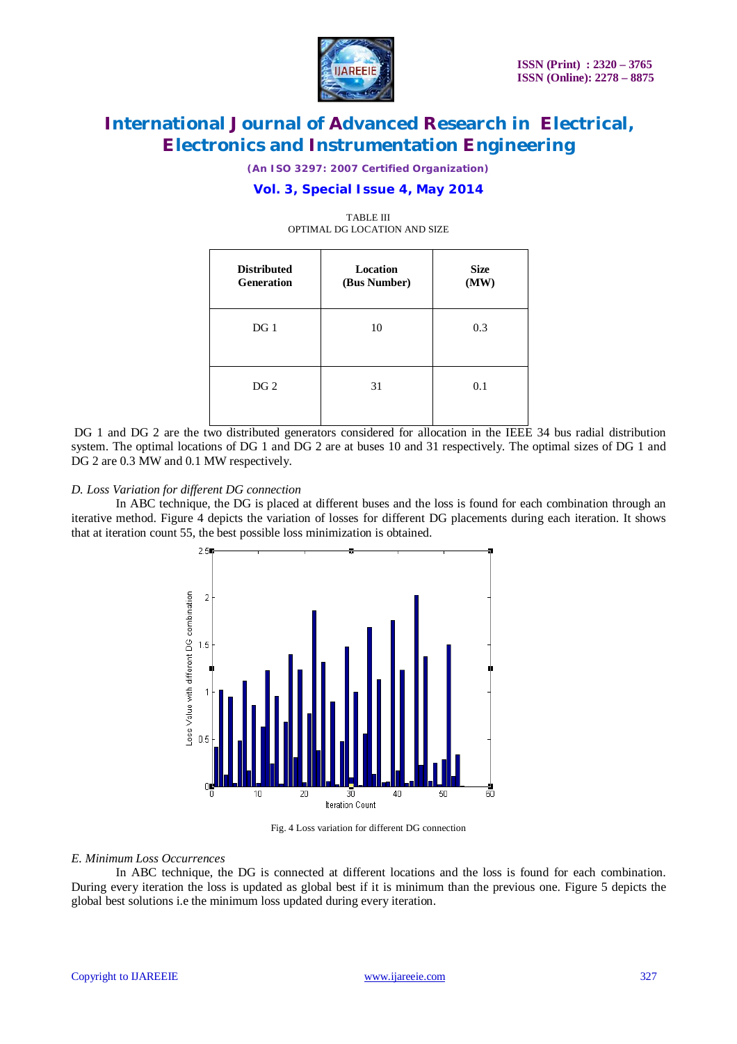TABLE III
OPTIMAL DG LOCATION AND SIZE

| Distributed Generation | Location (Bus Number) | Size (MW) |
|---|---|---|
| DG 1 | 10 | 0.3 |
| DG 2 | 31 | 0.1 |

DG 1 and DG 2 are the two distributed generators considered for allocation in the IEEE 34 bus radial distribution system. The optimal locations of DG 1 and DG 2 are at buses 10 and 31 respectively. The optimal sizes of DG 1 and DG 2 are 0.3 MW and 0.1 MW respectively.

*D. Loss Variation for different DG connection*

In ABC technique, the DG is placed at different buses and the loss is found for each combination through an iterative method. Figure 4 depicts the variation of losses for different DG placements during each iteration. It shows that at iteration count 55, the best possible loss minimization is obtained.

Fig. 4 Loss variation for different DG connection

*E. Minimum Loss Occurrences*

In ABC technique, the DG is connected at different locations and the loss is found for each combination. During every iteration the loss is updated as global best if it is minimum than the previous one. Figure 5 depicts the global best solutions i.e the minimum loss updated during every iteration.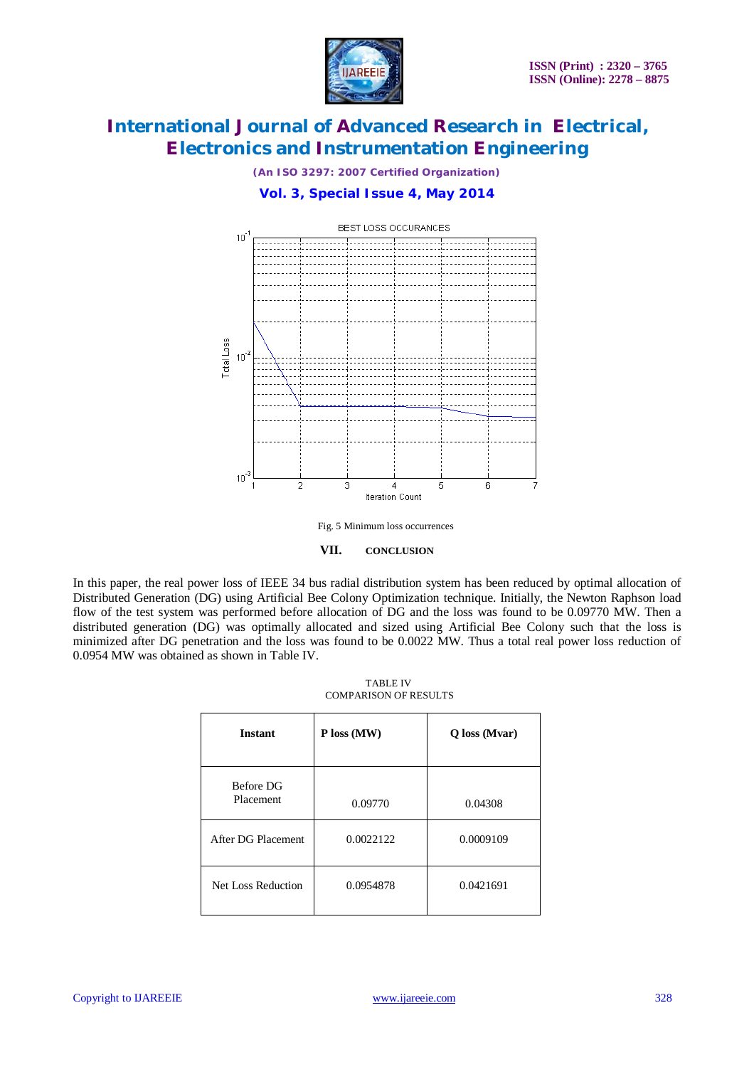Fig. 5 Minimum loss occurrences

## VII. CONCLUSION

In this paper, the real power loss of IEEE 34 bus radial distribution system has been reduced by optimal allocation of Distributed Generation (DG) using Artificial Bee Colony Optimization technique. Initially, the Newton Raphson load flow of the test system was performed before allocation of DG and the loss was found to be 0.09770 MW. Then a distributed generation (DG) was optimally allocated and sized using Artificial Bee Colony such that the loss is minimized after DG penetration and the loss was found to be 0.0022 MW. Thus a total real power loss reduction of 0.0954 MW was obtained as shown in Table IV.

TABLE IV
COMPARISON OF RESULTS

| Instant | P loss (MW) | Q loss (Mvar) |
|---|---|---|
| Before DG Placement | 0.09770 | 0.04308 |
| After DG Placement | 0.0022122 | 0.0009109 |
| Net Loss Reduction | 0.0954878 | 0.0421691 |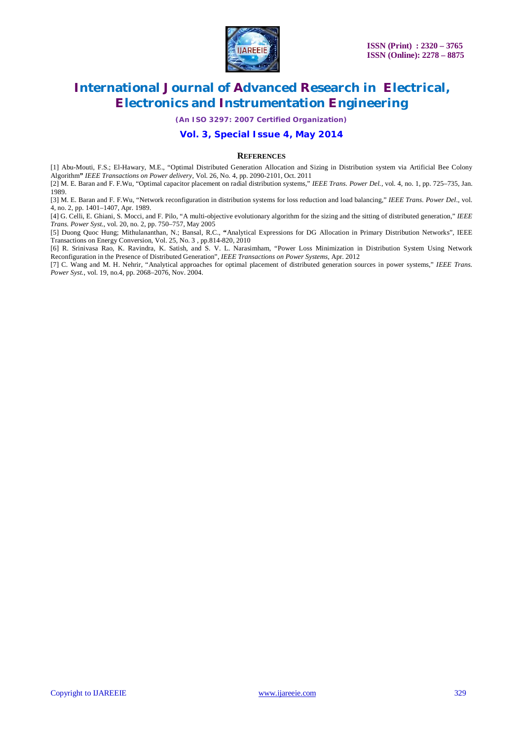## References

[1] Abu-Mouti, F.S.; El-Hawary, M.E., "Optimal Distributed Generation Allocation and Sizing in Distribution system via Artificial Bee Colony Algorithm" *IEEE Transactions on Power delivery*, Vol. 26, No. 4, pp. 2090-2101, Oct. 2011

[2] M. E. Baran and F. F.Wu, "Optimal capacitor placement on radial distribution systems," *IEEE Trans. Power Del.*, vol. 4, no. 1, pp. 725–735, Jan. 1989.

[3] M. E. Baran and F. F.Wu, "Network reconfiguration in distribution systems for loss reduction and load balancing," *IEEE Trans. Power Del*., vol. 4, no. 2, pp. 1401–1407, Apr. 1989.

[4] G. Celli, E. Ghiani, S. Mocci, and F. Pilo, "A multi-objective evolutionary algorithm for the sizing and the sitting of distributed generation," *IEEE Trans. Power Syst.*, vol. 20, no. 2, pp. 750–757, May 2005

[5] Duong Quoc Hung; Mithulananthan, N.; Bansal, R.C., "Analytical Expressions for DG Allocation in Primary Distribution Networks", IEEE Transactions on Energy Conversion, Vol. 25, No. 3 , pp.814-820, 2010

[6] R. Srinivasa Rao, K. Ravindra, K. Satish, and S. V. L. Narasimham, "Power Loss Minimization in Distribution System Using Network Reconfiguration in the Presence of Distributed Generation", *IEEE Transactions on Power Systems*, Apr. 2012

[7] C. Wang and M. H. Nehrir, "Analytical approaches for optimal placement of distributed generation sources in power systems," *IEEE Trans. Power Syst.*, vol. 19, no.4, pp. 2068–2076, Nov. 2004.